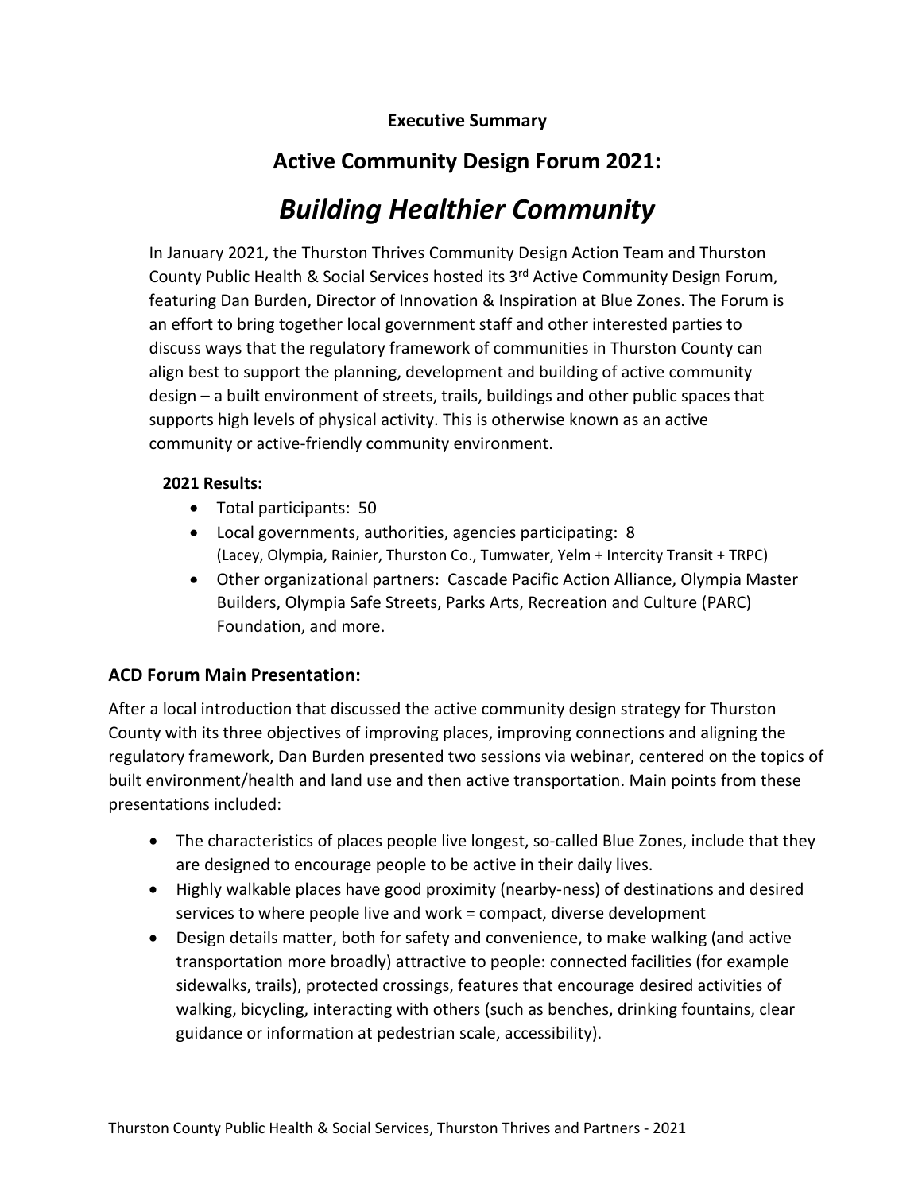**Executive Summary**

## Active Community Design Forum 2021:

# *Building Healthier Community*

In January 2021, the Thurston Thrives Community Design Action Team and Thurston County Public Health & Social Services hosted its 3rd Active Community Design Forum, featuring Dan Burden, Director of Innovation & Inspiration at Blue Zones. The Forum is an effort to bring together local government staff and other interested parties to discuss ways that the regulatory framework of communities in Thurston County can align best to support the planning, development and building of active community design – a built environment of streets, trails, buildings and other public spaces that supports high levels of physical activity. This is otherwise known as an active community or active-friendly community environment.

**2021 Results:**

- Total participants: 50
- Local governments, authorities, agencies participating: 8
  (Lacey, Olympia, Rainier, Thurston Co., Tumwater, Yelm + Intercity Transit + TRPC)
- Other organizational partners: Cascade Pacific Action Alliance, Olympia Master Builders, Olympia Safe Streets, Parks Arts, Recreation and Culture (PARC) Foundation, and more.

### ACD Forum Main Presentation:

After a local introduction that discussed the active community design strategy for Thurston County with its three objectives of improving places, improving connections and aligning the regulatory framework, Dan Burden presented two sessions via webinar, centered on the topics of built environment/health and land use and then active transportation. Main points from these presentations included:

- The characteristics of places people live longest, so-called Blue Zones, include that they are designed to encourage people to be active in their daily lives.
- Highly walkable places have good proximity (nearby-ness) of destinations and desired services to where people live and work = compact, diverse development
- Design details matter, both for safety and convenience, to make walking (and active transportation more broadly) attractive to people: connected facilities (for example sidewalks, trails), protected crossings, features that encourage desired activities of walking, bicycling, interacting with others (such as benches, drinking fountains, clear guidance or information at pedestrian scale, accessibility).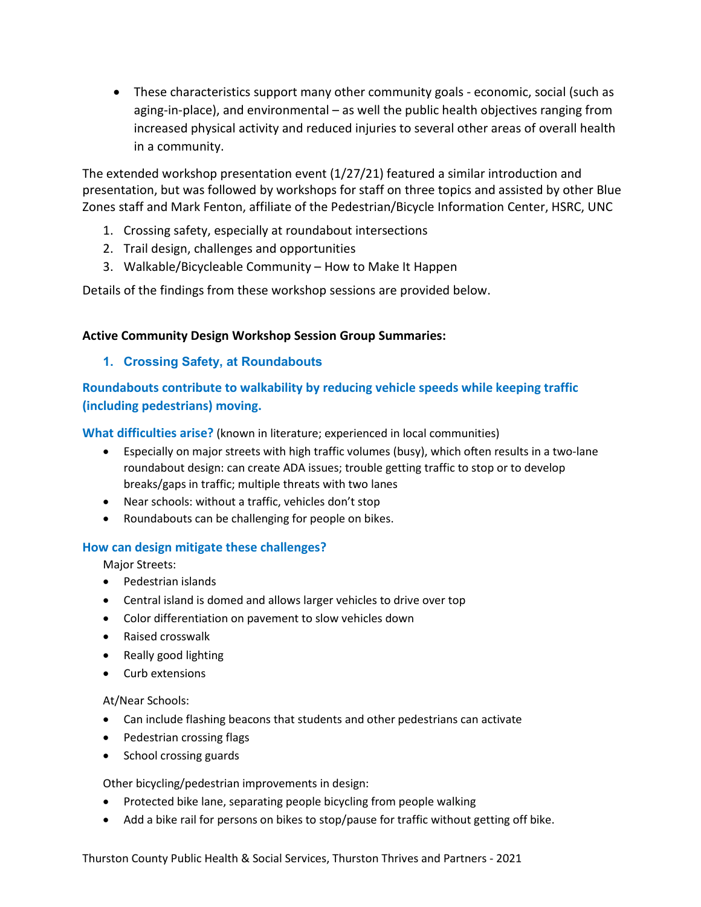- These characteristics support many other community goals - economic, social (such as aging-in-place), and environmental – as well the public health objectives ranging from increased physical activity and reduced injuries to several other areas of overall health in a community.

The extended workshop presentation event (1/27/21) featured a similar introduction and presentation, but was followed by workshops for staff on three topics and assisted by other Blue Zones staff and Mark Fenton, affiliate of the Pedestrian/Bicycle Information Center, HSRC, UNC

1. Crossing safety, especially at roundabout intersections
2. Trail design, challenges and opportunities
3. Walkable/Bicycleable Community – How to Make It Happen

Details of the findings from these workshop sessions are provided below.

**Active Community Design Workshop Session Group Summaries:**

## 1. Crossing Safety, at Roundabouts

### Roundabouts contribute to walkability by reducing vehicle speeds while keeping traffic (including pedestrians) moving.

**What difficulties arise?** (known in literature; experienced in local communities)

- Especially on major streets with high traffic volumes (busy), which often results in a two-lane roundabout design: can create ADA issues; trouble getting traffic to stop or to develop breaks/gaps in traffic; multiple threats with two lanes
- Near schools: without a traffic, vehicles don't stop
- Roundabouts can be challenging for people on bikes.

**How can design mitigate these challenges?**

Major Streets:

- Pedestrian islands
- Central island is domed and allows larger vehicles to drive over top
- Color differentiation on pavement to slow vehicles down
- Raised crosswalk
- Really good lighting
- Curb extensions

At/Near Schools:

- Can include flashing beacons that students and other pedestrians can activate
- Pedestrian crossing flags
- School crossing guards

Other bicycling/pedestrian improvements in design:

- Protected bike lane, separating people bicycling from people walking
- Add a bike rail for persons on bikes to stop/pause for traffic without getting off bike.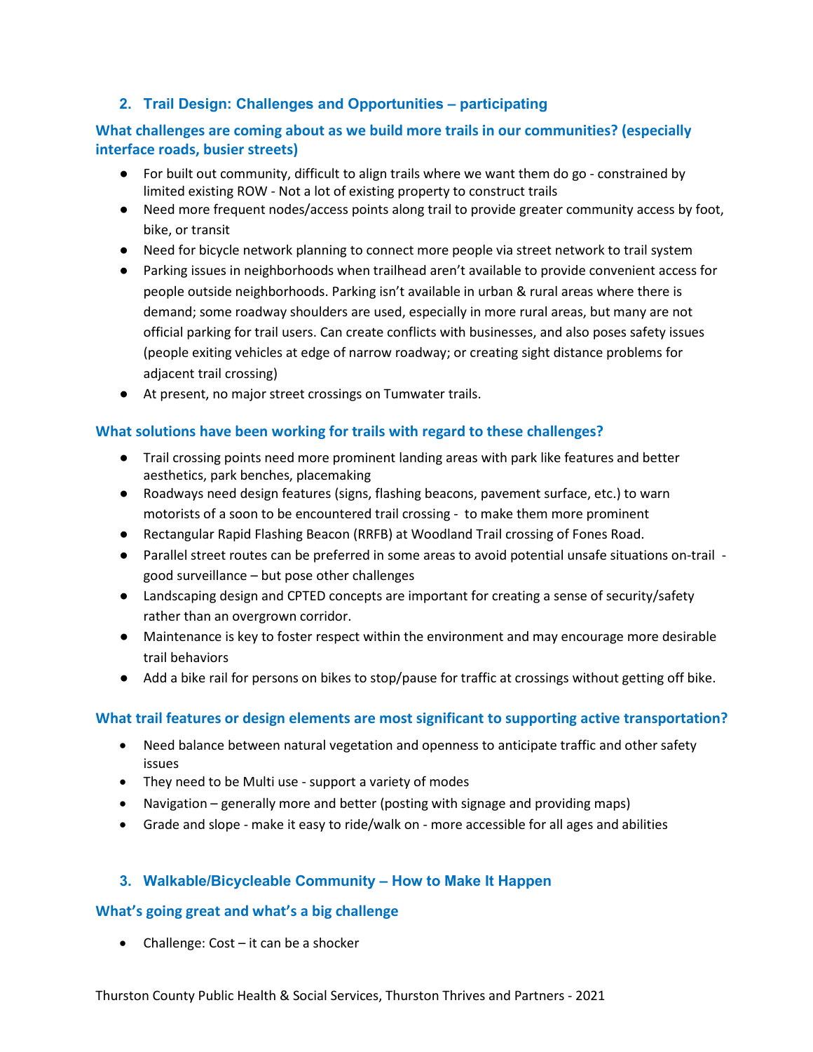## 2. Trail Design: Challenges and Opportunities – participating

### What challenges are coming about as we build more trails in our communities? (especially interface roads, busier streets)

- For built out community, difficult to align trails where we want them do go - constrained by limited existing ROW - Not a lot of existing property to construct trails
- Need more frequent nodes/access points along trail to provide greater community access by foot, bike, or transit
- Need for bicycle network planning to connect more people via street network to trail system
- Parking issues in neighborhoods when trailhead aren't available to provide convenient access for people outside neighborhoods. Parking isn't available in urban & rural areas where there is demand; some roadway shoulders are used, especially in more rural areas, but many are not official parking for trail users. Can create conflicts with businesses, and also poses safety issues (people exiting vehicles at edge of narrow roadway; or creating sight distance problems for adjacent trail crossing)
- At present, no major street crossings on Tumwater trails.

### What solutions have been working for trails with regard to these challenges?

- Trail crossing points need more prominent landing areas with park like features and better aesthetics, park benches, placemaking
- Roadways need design features (signs, flashing beacons, pavement surface, etc.) to warn motorists of a soon to be encountered trail crossing - to make them more prominent
- Rectangular Rapid Flashing Beacon (RRFB) at Woodland Trail crossing of Fones Road.
- Parallel street routes can be preferred in some areas to avoid potential unsafe situations on-trail - good surveillance – but pose other challenges
- Landscaping design and CPTED concepts are important for creating a sense of security/safety rather than an overgrown corridor.
- Maintenance is key to foster respect within the environment and may encourage more desirable trail behaviors
- Add a bike rail for persons on bikes to stop/pause for traffic at crossings without getting off bike.

### What trail features or design elements are most significant to supporting active transportation?

- Need balance between natural vegetation and openness to anticipate traffic and other safety issues
- They need to be Multi use - support a variety of modes
- Navigation – generally more and better (posting with signage and providing maps)
- Grade and slope - make it easy to ride/walk on - more accessible for all ages and abilities

## 3. Walkable/Bicycleable Community – How to Make It Happen

### What's going great and what's a big challenge

- Challenge: Cost – it can be a shocker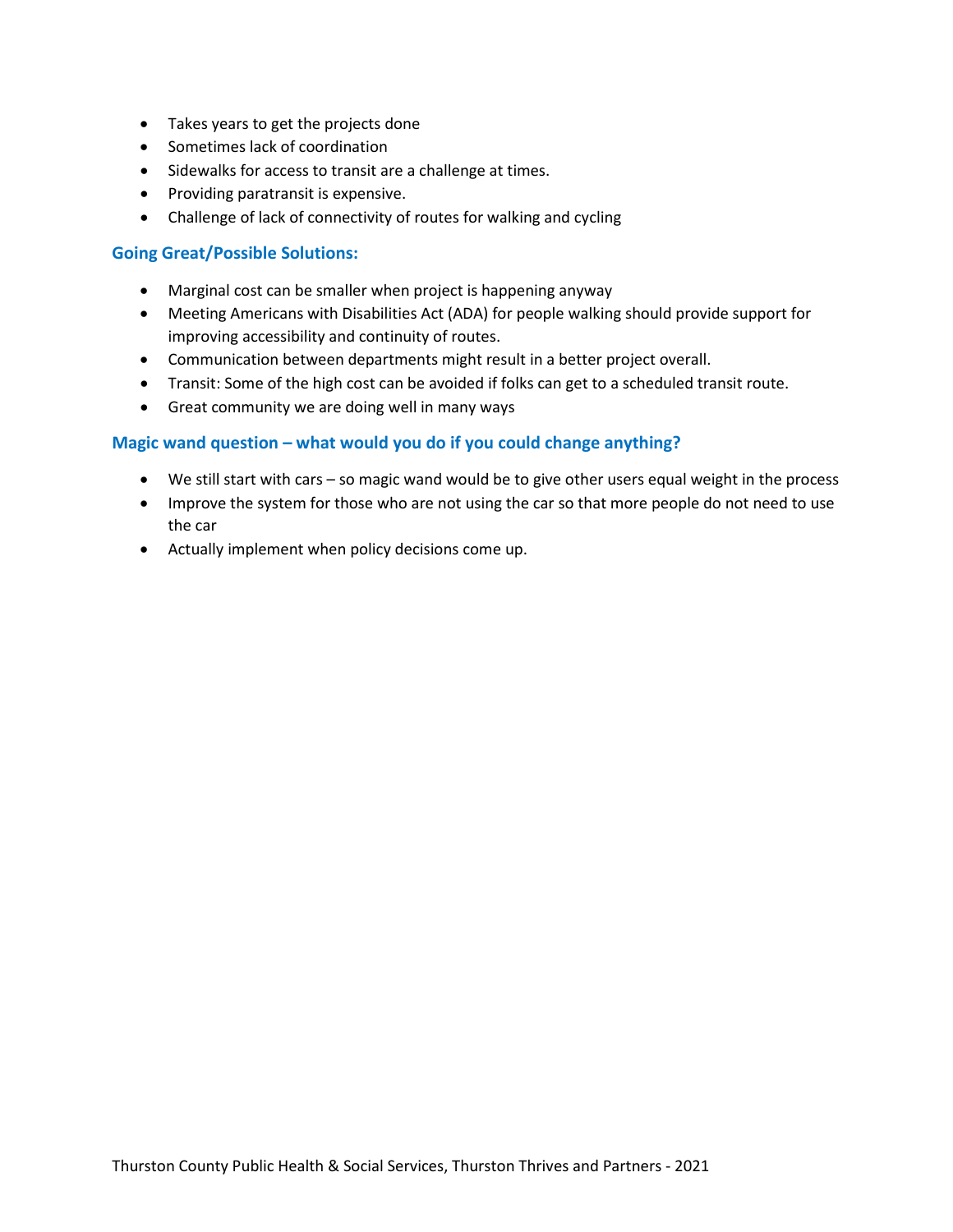- Takes years to get the projects done
- Sometimes lack of coordination
- Sidewalks for access to transit are a challenge at times.
- Providing paratransit is expensive.
- Challenge of lack of connectivity of routes for walking and cycling

### Going Great/Possible Solutions:

- Marginal cost can be smaller when project is happening anyway
- Meeting Americans with Disabilities Act (ADA) for people walking should provide support for improving accessibility and continuity of routes.
- Communication between departments might result in a better project overall.
- Transit: Some of the high cost can be avoided if folks can get to a scheduled transit route.
- Great community we are doing well in many ways

### Magic wand question – what would you do if you could change anything?

- We still start with cars – so magic wand would be to give other users equal weight in the process
- Improve the system for those who are not using the car so that more people do not need to use the car
- Actually implement when policy decisions come up.